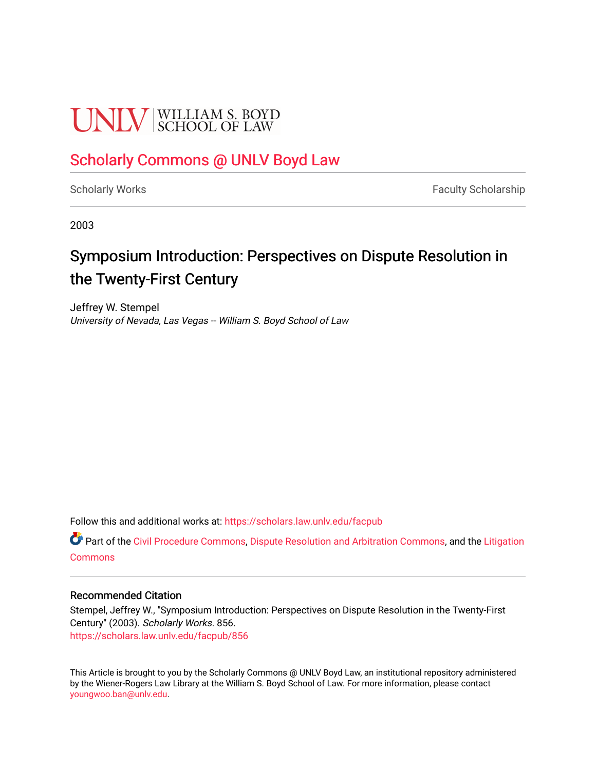UNLV | WILLIAM S. BOYD SCHOOL OF LAW

# Scholarly Commons @ UNLV Boyd Law

Scholarly Works | Faculty Scholarship

2003

## Symposium Introduction: Perspectives on Dispute Resolution in the Twenty-First Century

Jeffrey W. Stempel
*University of Nevada, Las Vegas -- William S. Boyd School of Law*

Follow this and additional works at: https://scholars.law.unlv.edu/facpub

Part of the Civil Procedure Commons, Dispute Resolution and Arbitration Commons, and the Litigation Commons

### Recommended Citation

Stempel, Jeffrey W., "Symposium Introduction: Perspectives on Dispute Resolution in the Twenty-First Century" (2003). *Scholarly Works*. 856.
https://scholars.law.unlv.edu/facpub/856

This Article is brought to you by the Scholarly Commons @ UNLV Boyd Law, an institutional repository administered by the Wiener-Rogers Law Library at the William S. Boyd School of Law. For more information, please contact youngwoo.ban@unlv.edu.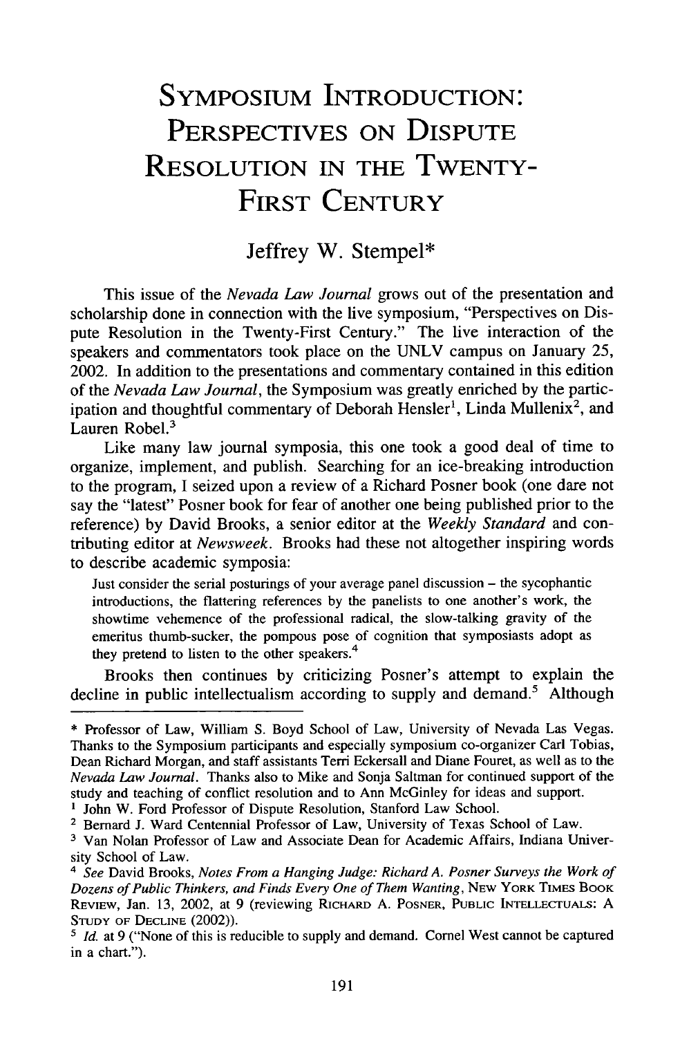# Symposium Introduction: Perspectives on Dispute Resolution in the Twenty-First Century

Jeffrey W. Stempel*

This issue of the *Nevada Law Journal* grows out of the presentation and scholarship done in connection with the live symposium, "Perspectives on Dispute Resolution in the Twenty-First Century." The live interaction of the speakers and commentators took place on the UNLV campus on January 25, 2002. In addition to the presentations and commentary contained in this edition of the *Nevada Law Journal*, the Symposium was greatly enriched by the participation and thoughtful commentary of Deborah Hensler[1], Linda Mullenix[2], and Lauren Robel.[3]

Like many law journal symposia, this one took a good deal of time to organize, implement, and publish. Searching for an ice-breaking introduction to the program, I seized upon a review of a Richard Posner book (one dare not say the "latest" Posner book for fear of another one being published prior to the reference) by David Brooks, a senior editor at the *Weekly Standard* and contributing editor at *Newsweek*. Brooks had these not altogether inspiring words to describe academic symposia:

> Just consider the serial posturings of your average panel discussion – the sycophantic introductions, the flattering references by the panelists to one another's work, the showtime vehemence of the professional radical, the slow-talking gravity of the emeritus thumb-sucker, the pompous pose of cognition that symposiasts adopt as they pretend to listen to the other speakers.[4]

Brooks then continues by criticizing Posner's attempt to explain the decline in public intellectualism according to supply and demand.[5] Although

---

\* Professor of Law, William S. Boyd School of Law, University of Nevada Las Vegas. Thanks to the Symposium participants and especially symposium co-organizer Carl Tobias, Dean Richard Morgan, and staff assistants Terri Eckersall and Diane Fouret, as well as to the *Nevada Law Journal*. Thanks also to Mike and Sonja Saltman for continued support of the study and teaching of conflict resolution and to Ann McGinley for ideas and support.

[1] John W. Ford Professor of Dispute Resolution, Stanford Law School.

[2] Bernard J. Ward Centennial Professor of Law, University of Texas School of Law.

[3] Van Nolan Professor of Law and Associate Dean for Academic Affairs, Indiana University School of Law.

[4] *See* David Brooks, *Notes From a Hanging Judge: Richard A. Posner Surveys the Work of Dozens of Public Thinkers, and Finds Every One of Them Wanting*, NEW YORK TIMES BOOK REVIEW, Jan. 13, 2002, at 9 (reviewing RICHARD A. POSNER, PUBLIC INTELLECTUALS: A STUDY OF DECLINE (2002)).

[5] *Id.* at 9 ("None of this is reducible to supply and demand. Cornel West cannot be captured in a chart.").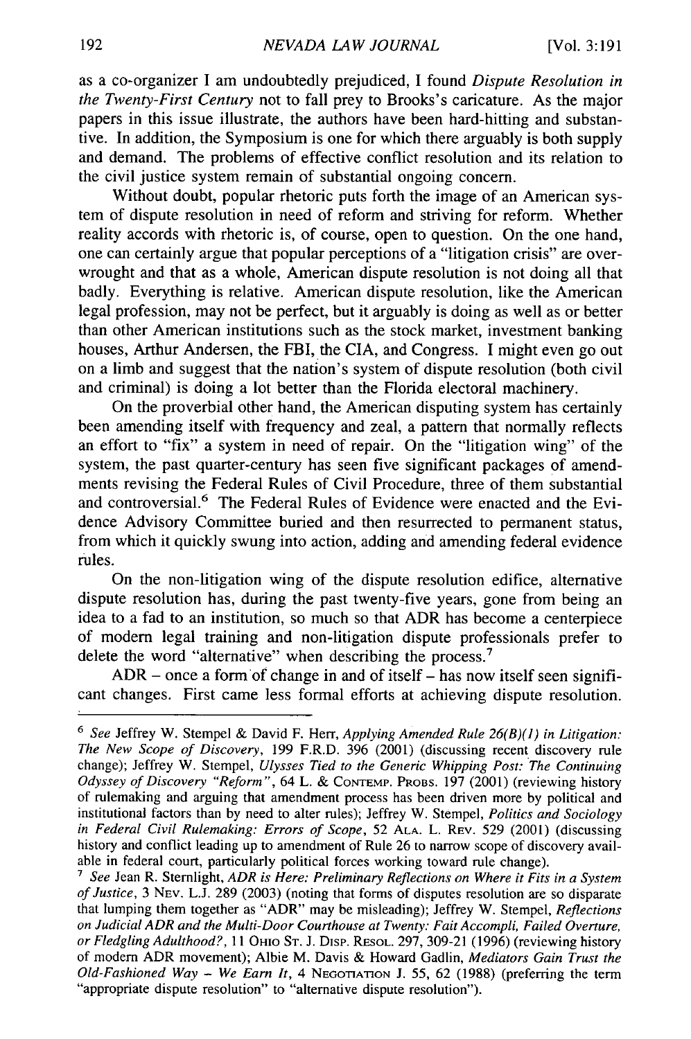as a co-organizer I am undoubtedly prejudiced, I found *Dispute Resolution in the Twenty-First Century* not to fall prey to Brooks's caricature. As the major papers in this issue illustrate, the authors have been hard-hitting and substantive. In addition, the Symposium is one for which there arguably is both supply and demand. The problems of effective conflict resolution and its relation to the civil justice system remain of substantial ongoing concern.

Without doubt, popular rhetoric puts forth the image of an American system of dispute resolution in need of reform and striving for reform. Whether reality accords with rhetoric is, of course, open to question. On the one hand, one can certainly argue that popular perceptions of a "litigation crisis" are overwrought and that as a whole, American dispute resolution is not doing all that badly. Everything is relative. American dispute resolution, like the American legal profession, may not be perfect, but it arguably is doing as well as or better than other American institutions such as the stock market, investment banking houses, Arthur Andersen, the FBI, the CIA, and Congress. I might even go out on a limb and suggest that the nation's system of dispute resolution (both civil and criminal) is doing a lot better than the Florida electoral machinery.

On the proverbial other hand, the American disputing system has certainly been amending itself with frequency and zeal, a pattern that normally reflects an effort to "fix" a system in need of repair. On the "litigation wing" of the system, the past quarter-century has seen five significant packages of amendments revising the Federal Rules of Civil Procedure, three of them substantial and controversial.[6] The Federal Rules of Evidence were enacted and the Evidence Advisory Committee buried and then resurrected to permanent status, from which it quickly swung into action, adding and amending federal evidence rules.

On the non-litigation wing of the dispute resolution edifice, alternative dispute resolution has, during the past twenty-five years, gone from being an idea to a fad to an institution, so much so that ADR has become a centerpiece of modern legal training and non-litigation dispute professionals prefer to delete the word "alternative" when describing the process.[7]

ADR – once a form of change in and of itself – has now itself seen significant changes. First came less formal efforts at achieving dispute resolution.

---

[6] *See* Jeffrey W. Stempel & David F. Herr, *Applying Amended Rule 26(B)(1) in Litigation: The New Scope of Discovery*, 199 F.R.D. 396 (2001) (discussing recent discovery rule change); Jeffrey W. Stempel, *Ulysses Tied to the Generic Whipping Post: The Continuing Odyssey of Discovery "Reform"*, 64 L. & CONTEMP. PROBS. 197 (2001) (reviewing history of rulemaking and arguing that amendment process has been driven more by political and institutional factors than by need to alter rules); Jeffrey W. Stempel, *Politics and Sociology in Federal Civil Rulemaking: Errors of Scope*, 52 ALA. L. REV. 529 (2001) (discussing history and conflict leading up to amendment of Rule 26 to narrow scope of discovery available in federal court, particularly political forces working toward rule change).

[7] *See* Jean R. Sternlight, *ADR is Here: Preliminary Reflections on Where it Fits in a System of Justice*, 3 NEV. L.J. 289 (2003) (noting that forms of disputes resolution are so disparate that lumping them together as "ADR" may be misleading); Jeffrey W. Stempel, *Reflections on Judicial ADR and the Multi-Door Courthouse at Twenty: Fait Accompli, Failed Overture, or Fledgling Adulthood?*, 11 OHIO ST. J. DISP. RESOL. 297, 309-21 (1996) (reviewing history of modern ADR movement); Albie M. Davis & Howard Gadlin, *Mediators Gain Trust the Old-Fashioned Way – We Earn It*, 4 NEGOTIATION J. 55, 62 (1988) (preferring the term "appropriate dispute resolution" to "alternative dispute resolution").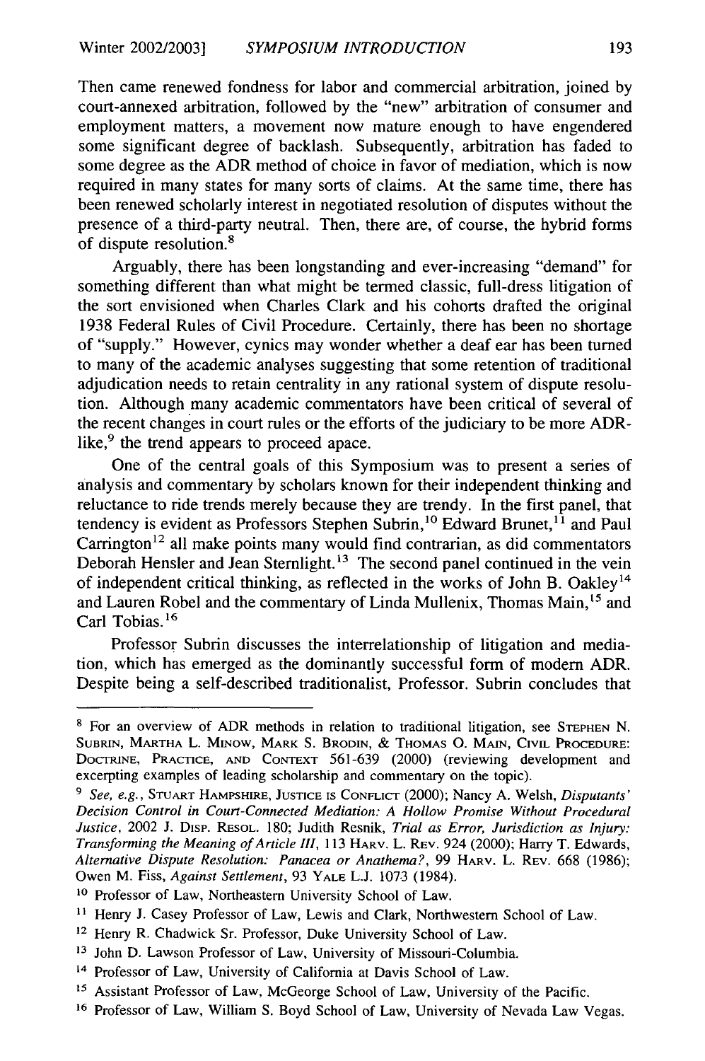Then came renewed fondness for labor and commercial arbitration, joined by court-annexed arbitration, followed by the "new" arbitration of consumer and employment matters, a movement now mature enough to have engendered some significant degree of backlash. Subsequently, arbitration has faded to some degree as the ADR method of choice in favor of mediation, which is now required in many states for many sorts of claims. At the same time, there has been renewed scholarly interest in negotiated resolution of disputes without the presence of a third-party neutral. Then, there are, of course, the hybrid forms of dispute resolution.[8]

Arguably, there has been longstanding and ever-increasing "demand" for something different than what might be termed classic, full-dress litigation of the sort envisioned when Charles Clark and his cohorts drafted the original 1938 Federal Rules of Civil Procedure. Certainly, there has been no shortage of "supply." However, cynics may wonder whether a deaf ear has been turned to many of the academic analyses suggesting that some retention of traditional adjudication needs to retain centrality in any rational system of dispute resolution. Although many academic commentators have been critical of several of the recent changes in court rules or the efforts of the judiciary to be more ADR-like,[9] the trend appears to proceed apace.

One of the central goals of this Symposium was to present a series of analysis and commentary by scholars known for their independent thinking and reluctance to ride trends merely because they are trendy. In the first panel, that tendency is evident as Professors Stephen Subrin,[10] Edward Brunet,[11] and Paul Carrington[12] all make points many would find contrarian, as did commentators Deborah Hensler and Jean Sternlight.[13] The second panel continued in the vein of independent critical thinking, as reflected in the works of John B. Oakley[14] and Lauren Robel and the commentary of Linda Mullenix, Thomas Main,[15] and Carl Tobias.[16]

Professor Subrin discusses the interrelationship of litigation and mediation, which has emerged as the dominantly successful form of modern ADR. Despite being a self-described traditionalist, Professor. Subrin concludes that

---

[8] For an overview of ADR methods in relation to traditional litigation, see STEPHEN N. SUBRIN, MARTHA L. MINOW, MARK S. BRODIN, & THOMAS O. MAIN, CIVIL PROCEDURE: DOCTRINE, PRACTICE, AND CONTEXT 561-639 (2000) (reviewing development and excerpting examples of leading scholarship and commentary on the topic).

[9] *See, e.g.*, STUART HAMPSHIRE, JUSTICE IS CONFLICT (2000); Nancy A. Welsh, *Disputants' Decision Control in Court-Connected Mediation: A Hollow Promise Without Procedural Justice*, 2002 J. DISP. RESOL. 180; Judith Resnik, *Trial as Error, Jurisdiction as Injury: Transforming the Meaning of Article III*, 113 HARV. L. REV. 924 (2000); Harry T. Edwards, *Alternative Dispute Resolution: Panacea or Anathema?*, 99 HARV. L. REV. 668 (1986); Owen M. Fiss, *Against Settlement*, 93 YALE L.J. 1073 (1984).

[10] Professor of Law, Northeastern University School of Law.

[11] Henry J. Casey Professor of Law, Lewis and Clark, Northwestern School of Law.

[12] Henry R. Chadwick Sr. Professor, Duke University School of Law.

[13] John D. Lawson Professor of Law, University of Missouri-Columbia.

[14] Professor of Law, University of California at Davis School of Law.

[15] Assistant Professor of Law, McGeorge School of Law, University of the Pacific.

[16] Professor of Law, William S. Boyd School of Law, University of Nevada Law Vegas.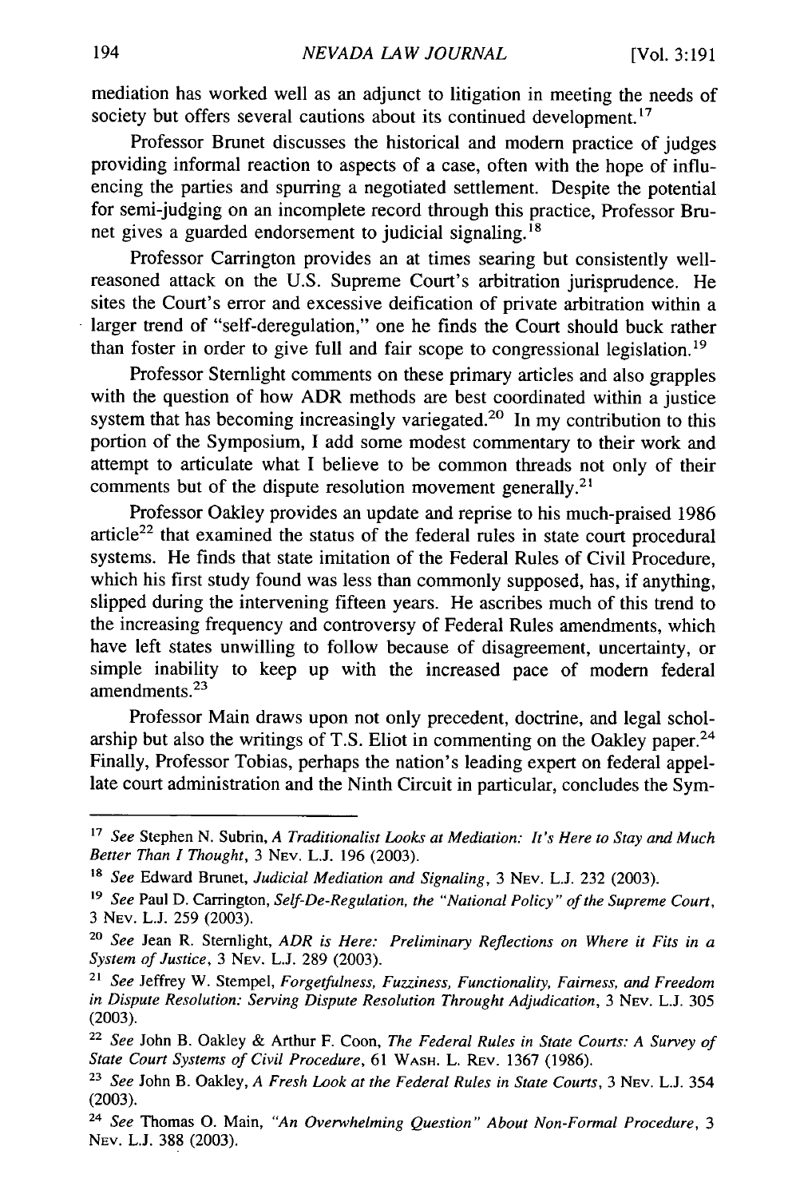mediation has worked well as an adjunct to litigation in meeting the needs of society but offers several cautions about its continued development.[17]

Professor Brunet discusses the historical and modern practice of judges providing informal reaction to aspects of a case, often with the hope of influencing the parties and spurring a negotiated settlement. Despite the potential for semi-judging on an incomplete record through this practice, Professor Brunet gives a guarded endorsement to judicial signaling.[18]

Professor Carrington provides an at times searing but consistently well-reasoned attack on the U.S. Supreme Court's arbitration jurisprudence. He sites the Court's error and excessive deification of private arbitration within a larger trend of "self-deregulation," one he finds the Court should buck rather than foster in order to give full and fair scope to congressional legislation.[19]

Professor Sternlight comments on these primary articles and also grapples with the question of how ADR methods are best coordinated within a justice system that has becoming increasingly variegated.[20] In my contribution to this portion of the Symposium, I add some modest commentary to their work and attempt to articulate what I believe to be common threads not only of their comments but of the dispute resolution movement generally.[21]

Professor Oakley provides an update and reprise to his much-praised 1986 article[22] that examined the status of the federal rules in state court procedural systems. He finds that state imitation of the Federal Rules of Civil Procedure, which his first study found was less than commonly supposed, has, if anything, slipped during the intervening fifteen years. He ascribes much of this trend to the increasing frequency and controversy of Federal Rules amendments, which have left states unwilling to follow because of disagreement, uncertainty, or simple inability to keep up with the increased pace of modern federal amendments.[23]

Professor Main draws upon not only precedent, doctrine, and legal scholarship but also the writings of T.S. Eliot in commenting on the Oakley paper.[24] Finally, Professor Tobias, perhaps the nation's leading expert on federal appellate court administration and the Ninth Circuit in particular, concludes the Sym-

---

[17] *See* Stephen N. Subrin, *A Traditionalist Looks at Mediation: It's Here to Stay and Much Better Than I Thought*, 3 NEV. L.J. 196 (2003).

[18] *See* Edward Brunet, *Judicial Mediation and Signaling*, 3 NEV. L.J. 232 (2003).

[19] *See* Paul D. Carrington, *Self-De-Regulation, the "National Policy" of the Supreme Court*, 3 NEV. L.J. 259 (2003).

[20] *See* Jean R. Sternlight, *ADR is Here: Preliminary Reflections on Where it Fits in a System of Justice*, 3 NEV. L.J. 289 (2003).

[21] *See* Jeffrey W. Stempel, *Forgetfulness, Fuzziness, Functionality, Fairness, and Freedom in Dispute Resolution: Serving Dispute Resolution Throught Adjudication*, 3 NEV. L.J. 305 (2003).

[22] *See* John B. Oakley & Arthur F. Coon, *The Federal Rules in State Courts: A Survey of State Court Systems of Civil Procedure*, 61 WASH. L. REV. 1367 (1986).

[23] *See* John B. Oakley, *A Fresh Look at the Federal Rules in State Courts*, 3 NEV. L.J. 354 (2003).

[24] *See* Thomas O. Main, *"An Overwhelming Question" About Non-Formal Procedure*, 3 NEV. L.J. 388 (2003).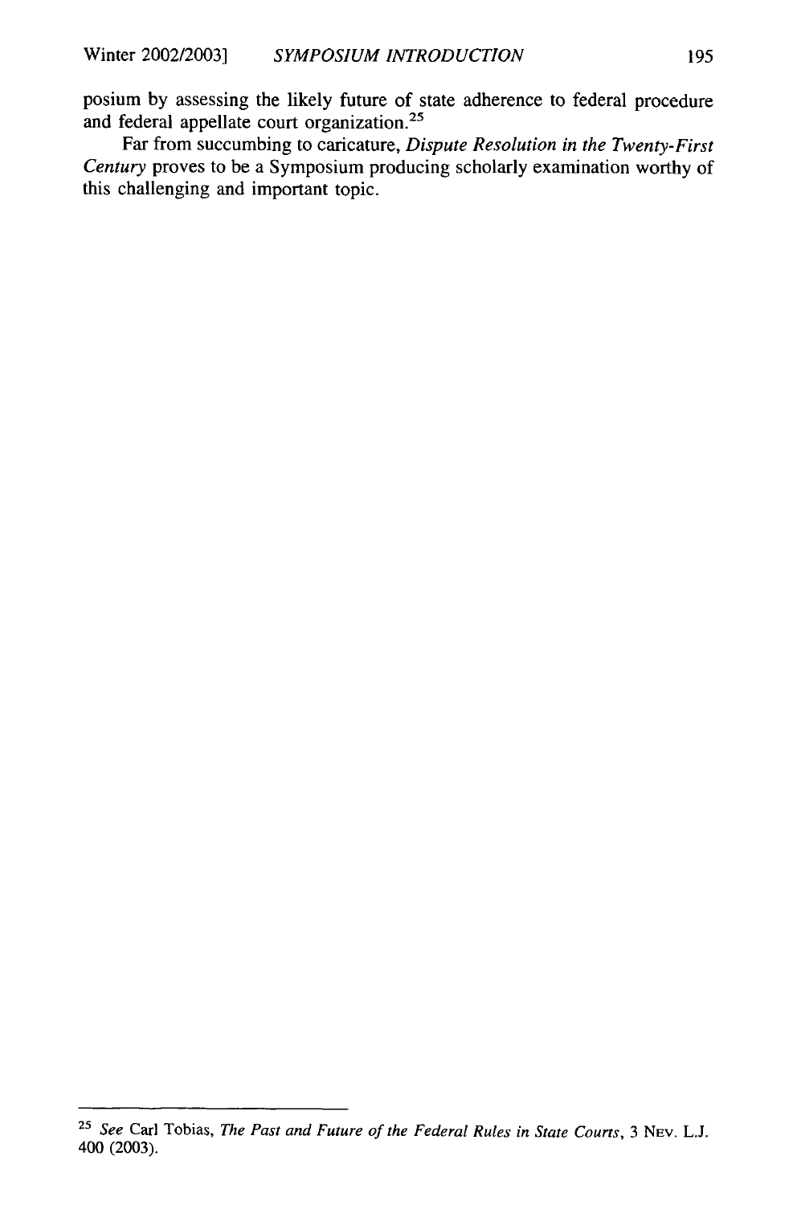posium by assessing the likely future of state adherence to federal procedure and federal appellate court organization.[25]

Far from succumbing to caricature, *Dispute Resolution in the Twenty-First Century* proves to be a Symposium producing scholarly examination worthy of this challenging and important topic.

---

[25] *See* Carl Tobias, *The Past and Future of the Federal Rules in State Courts*, 3 NEV. L.J. 400 (2003).